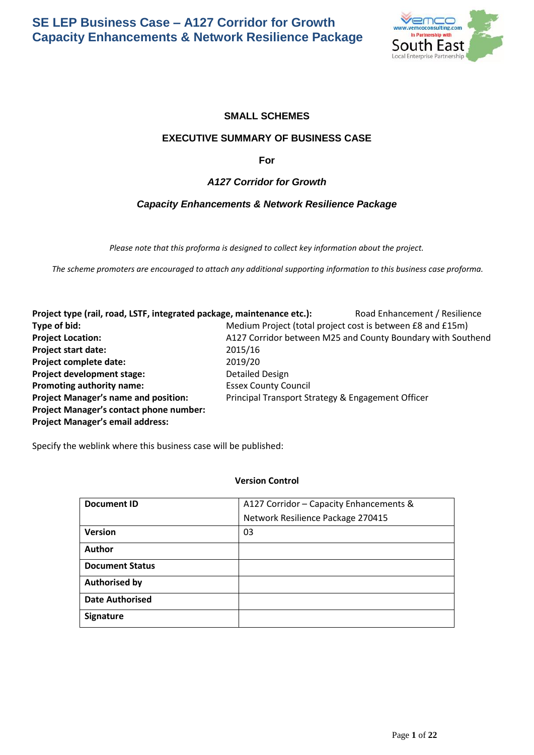# SE LEP Business Case – A127 Corridor for Growth Capacity Enhancements & Network Resilience Package

**SMALL SCHEMES**

**EXECUTIVE SUMMARY OF BUSINESS CASE**

**For**

***A127 Corridor for Growth***

***Capacity Enhancements & Network Resilience Package***

*Please note that this proforma is designed to collect key information about the project.*

*The scheme promoters are encouraged to attach any additional supporting information to this business case proforma.*

**Project type (rail, road, LSTF, integrated package, maintenance etc.):** Road Enhancement / Resilience
**Type of bid:** Medium Project (total project cost is between £8 and £15m)
**Project Location:** A127 Corridor between M25 and County Boundary with Southend
**Project start date:** 2015/16
**Project complete date:** 2019/20
**Project development stage:** Detailed Design
**Promoting authority name:** Essex County Council
**Project Manager's name and position:** Principal Transport Strategy & Engagement Officer
**Project Manager's contact phone number:**
**Project Manager's email address:**

Specify the weblink where this business case will be published:

**Version Control**

| Document ID | A127 Corridor – Capacity Enhancements & Network Resilience Package 270415 |
|---|---|
| **Version** | 03 |
| **Author** | |
| **Document Status** | |
| **Authorised by** | |
| **Date Authorised** | |
| **Signature** | |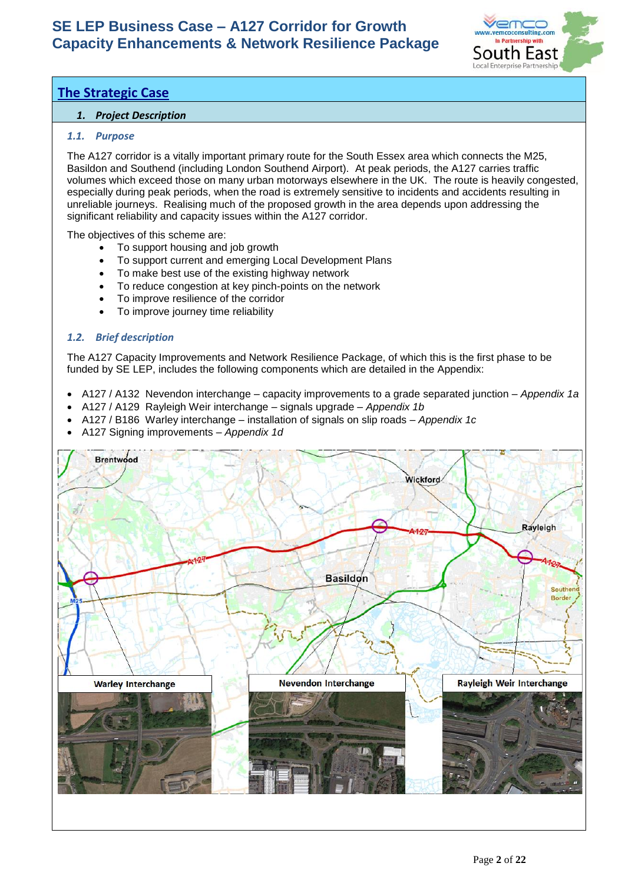## The Strategic Case

### 1. Project Description

#### 1.1. Purpose

The A127 corridor is a vitally important primary route for the South Essex area which connects the M25, Basildon and Southend (including London Southend Airport). At peak periods, the A127 carries traffic volumes which exceed those on many urban motorways elsewhere in the UK. The route is heavily congested, especially during peak periods, when the road is extremely sensitive to incidents and accidents resulting in unreliable journeys. Realising much of the proposed growth in the area depends upon addressing the significant reliability and capacity issues within the A127 corridor.

The objectives of this scheme are:

- To support housing and job growth
- To support current and emerging Local Development Plans
- To make best use of the existing highway network
- To reduce congestion at key pinch-points on the network
- To improve resilience of the corridor
- To improve journey time reliability

#### 1.2. Brief description

The A127 Capacity Improvements and Network Resilience Package, of which this is the first phase to be funded by SE LEP, includes the following components which are detailed in the Appendix:

- A127 / A132 Nevendon interchange – capacity improvements to a grade separated junction – *Appendix 1a*
- A127 / A129 Rayleigh Weir interchange – signals upgrade – *Appendix 1b*
- A127 / B186 Warley interchange – installation of signals on slip roads – *Appendix 1c*
- A127 Signing improvements – *Appendix 1d*

Warley Interchange

Nevendon Interchange

Rayleigh Weir Interchange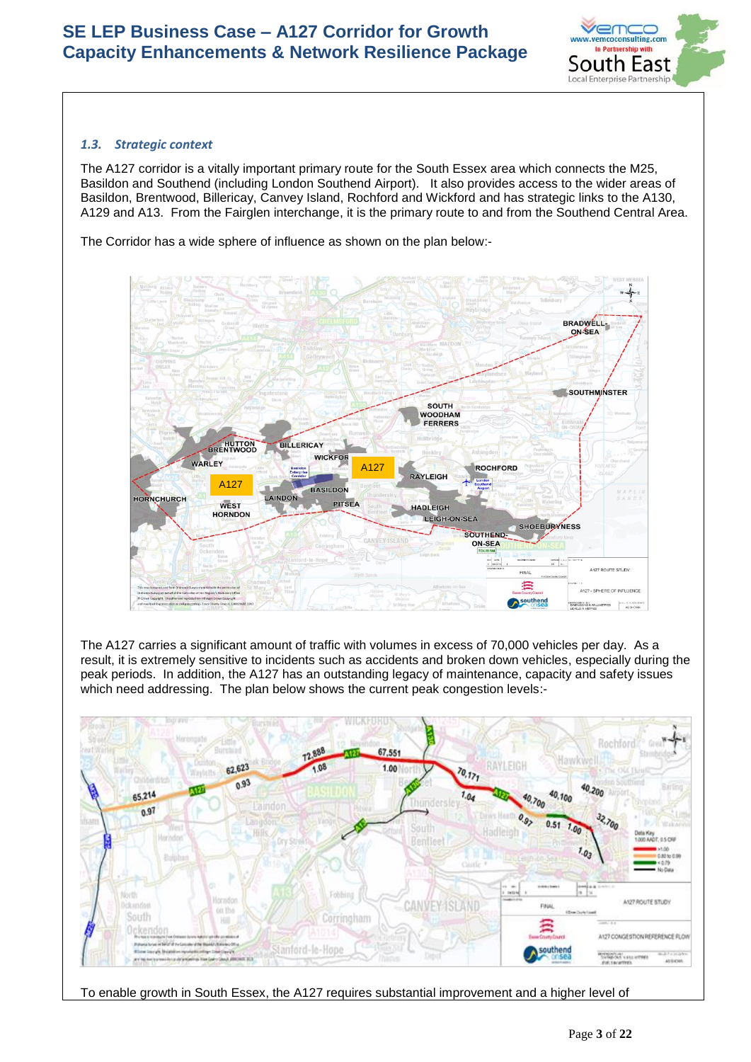### 1.3. *Strategic context*

The A127 corridor is a vitally important primary route for the South Essex area which connects the M25, Basildon and Southend (including London Southend Airport). It also provides access to the wider areas of Basildon, Brentwood, Billericay, Canvey Island, Rochford and Wickford and has strategic links to the A130, A129 and A13. From the Fairglen interchange, it is the primary route to and from the Southend Central Area.

The Corridor has a wide sphere of influence as shown on the plan below:-

The A127 carries a significant amount of traffic with volumes in excess of 70,000 vehicles per day. As a result, it is extremely sensitive to incidents such as accidents and broken down vehicles, especially during the peak periods. In addition, the A127 has an outstanding legacy of maintenance, capacity and safety issues which need addressing. The plan below shows the current peak congestion levels:-

To enable growth in South Essex, the A127 requires substantial improvement and a higher level of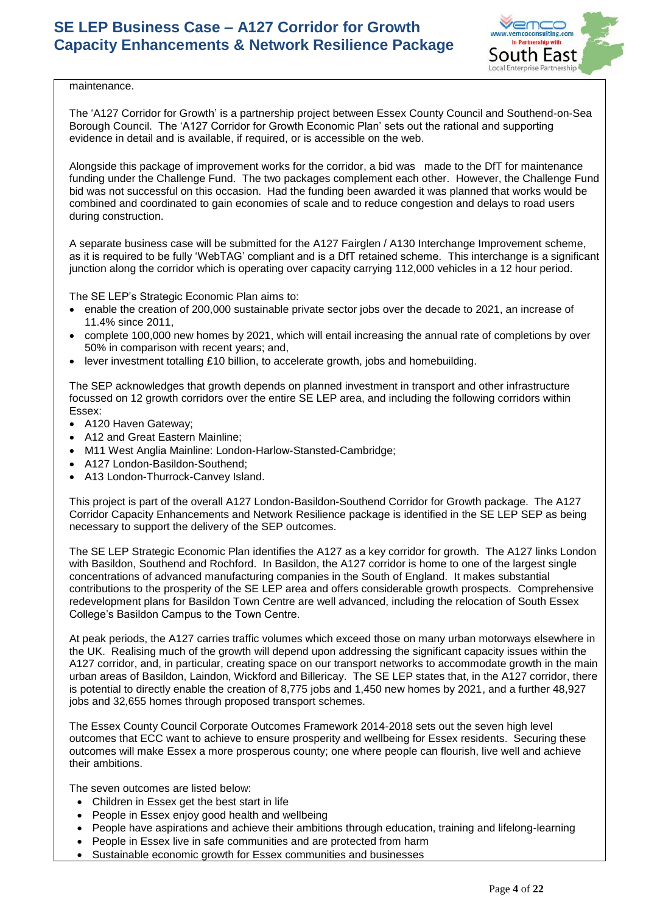maintenance.

The 'A127 Corridor for Growth' is a partnership project between Essex County Council and Southend-on-Sea Borough Council. The 'A127 Corridor for Growth Economic Plan' sets out the rational and supporting evidence in detail and is available, if required, or is accessible on the web.

Alongside this package of improvement works for the corridor, a bid was made to the DfT for maintenance funding under the Challenge Fund. The two packages complement each other. However, the Challenge Fund bid was not successful on this occasion. Had the funding been awarded it was planned that works would be combined and coordinated to gain economies of scale and to reduce congestion and delays to road users during construction.

A separate business case will be submitted for the A127 Fairglen / A130 Interchange Improvement scheme, as it is required to be fully 'WebTAG' compliant and is a DfT retained scheme. This interchange is a significant junction along the corridor which is operating over capacity carrying 112,000 vehicles in a 12 hour period.

The SE LEP's Strategic Economic Plan aims to:

- enable the creation of 200,000 sustainable private sector jobs over the decade to 2021, an increase of 11.4% since 2011,
- complete 100,000 new homes by 2021, which will entail increasing the annual rate of completions by over 50% in comparison with recent years; and,
- lever investment totalling £10 billion, to accelerate growth, jobs and homebuilding.

The SEP acknowledges that growth depends on planned investment in transport and other infrastructure focussed on 12 growth corridors over the entire SE LEP area, and including the following corridors within Essex:

- A120 Haven Gateway;
- A12 and Great Eastern Mainline;
- M11 West Anglia Mainline: London-Harlow-Stansted-Cambridge;
- A127 London-Basildon-Southend;
- A13 London-Thurrock-Canvey Island.

This project is part of the overall A127 London-Basildon-Southend Corridor for Growth package. The A127 Corridor Capacity Enhancements and Network Resilience package is identified in the SE LEP SEP as being necessary to support the delivery of the SEP outcomes.

The SE LEP Strategic Economic Plan identifies the A127 as a key corridor for growth. The A127 links London with Basildon, Southend and Rochford. In Basildon, the A127 corridor is home to one of the largest single concentrations of advanced manufacturing companies in the South of England. It makes substantial contributions to the prosperity of the SE LEP area and offers considerable growth prospects. Comprehensive redevelopment plans for Basildon Town Centre are well advanced, including the relocation of South Essex College's Basildon Campus to the Town Centre.

At peak periods, the A127 carries traffic volumes which exceed those on many urban motorways elsewhere in the UK. Realising much of the growth will depend upon addressing the significant capacity issues within the A127 corridor, and, in particular, creating space on our transport networks to accommodate growth in the main urban areas of Basildon, Laindon, Wickford and Billericay. The SE LEP states that, in the A127 corridor, there is potential to directly enable the creation of 8,775 jobs and 1,450 new homes by 2021, and a further 48,927 jobs and 32,655 homes through proposed transport schemes.

The Essex County Council Corporate Outcomes Framework 2014-2018 sets out the seven high level outcomes that ECC want to achieve to ensure prosperity and wellbeing for Essex residents. Securing these outcomes will make Essex a more prosperous county; one where people can flourish, live well and achieve their ambitions.

The seven outcomes are listed below:

- Children in Essex get the best start in life
- People in Essex enjoy good health and wellbeing
- People have aspirations and achieve their ambitions through education, training and lifelong-learning
- People in Essex live in safe communities and are protected from harm
- Sustainable economic growth for Essex communities and businesses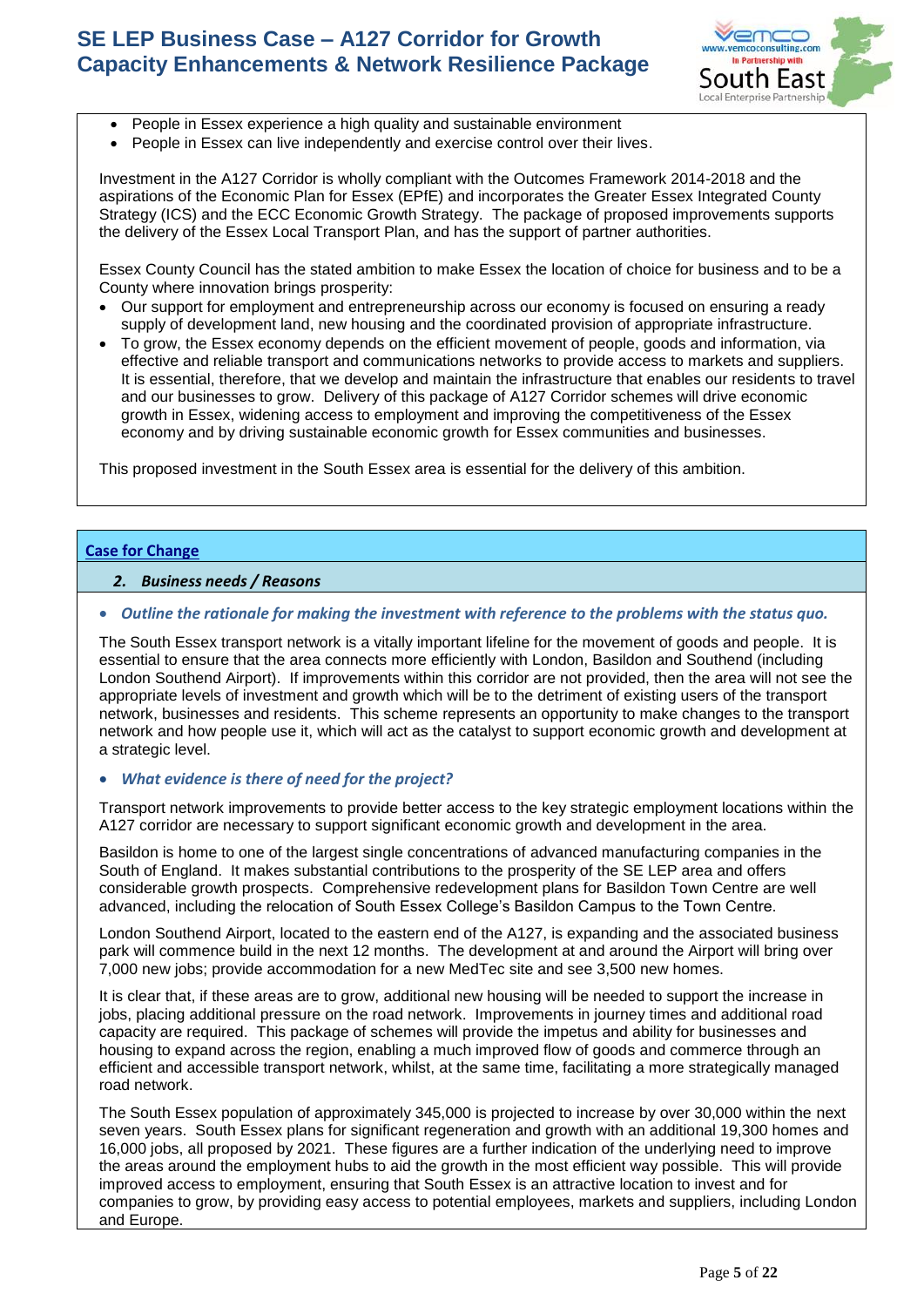- People in Essex experience a high quality and sustainable environment
- People in Essex can live independently and exercise control over their lives.

Investment in the A127 Corridor is wholly compliant with the Outcomes Framework 2014-2018 and the aspirations of the Economic Plan for Essex (EPfE) and incorporates the Greater Essex Integrated County Strategy (ICS) and the ECC Economic Growth Strategy. The package of proposed improvements supports the delivery of the Essex Local Transport Plan, and has the support of partner authorities.

Essex County Council has the stated ambition to make Essex the location of choice for business and to be a County where innovation brings prosperity:

- Our support for employment and entrepreneurship across our economy is focused on ensuring a ready supply of development land, new housing and the coordinated provision of appropriate infrastructure.
- To grow, the Essex economy depends on the efficient movement of people, goods and information, via effective and reliable transport and communications networks to provide access to markets and suppliers. It is essential, therefore, that we develop and maintain the infrastructure that enables our residents to travel and our businesses to grow. Delivery of this package of A127 Corridor schemes will drive economic growth in Essex, widening access to employment and improving the competitiveness of the Essex economy and by driving sustainable economic growth for Essex communities and businesses.

This proposed investment in the South Essex area is essential for the delivery of this ambition.

## Case for Change

### 2. Business needs / Reasons

- ***Outline the rationale for making the investment with reference to the problems with the status quo.***

The South Essex transport network is a vitally important lifeline for the movement of goods and people. It is essential to ensure that the area connects more efficiently with London, Basildon and Southend (including London Southend Airport). If improvements within this corridor are not provided, then the area will not see the appropriate levels of investment and growth which will be to the detriment of existing users of the transport network, businesses and residents. This scheme represents an opportunity to make changes to the transport network and how people use it, which will act as the catalyst to support economic growth and development at a strategic level.

- ***What evidence is there of need for the project?***

Transport network improvements to provide better access to the key strategic employment locations within the A127 corridor are necessary to support significant economic growth and development in the area.

Basildon is home to one of the largest single concentrations of advanced manufacturing companies in the South of England. It makes substantial contributions to the prosperity of the SE LEP area and offers considerable growth prospects. Comprehensive redevelopment plans for Basildon Town Centre are well advanced, including the relocation of South Essex College's Basildon Campus to the Town Centre.

London Southend Airport, located to the eastern end of the A127, is expanding and the associated business park will commence build in the next 12 months. The development at and around the Airport will bring over 7,000 new jobs; provide accommodation for a new MedTec site and see 3,500 new homes.

It is clear that, if these areas are to grow, additional new housing will be needed to support the increase in jobs, placing additional pressure on the road network. Improvements in journey times and additional road capacity are required. This package of schemes will provide the impetus and ability for businesses and housing to expand across the region, enabling a much improved flow of goods and commerce through an efficient and accessible transport network, whilst, at the same time, facilitating a more strategically managed road network.

The South Essex population of approximately 345,000 is projected to increase by over 30,000 within the next seven years. South Essex plans for significant regeneration and growth with an additional 19,300 homes and 16,000 jobs, all proposed by 2021. These figures are a further indication of the underlying need to improve the areas around the employment hubs to aid the growth in the most efficient way possible. This will provide improved access to employment, ensuring that South Essex is an attractive location to invest and for companies to grow, by providing easy access to potential employees, markets and suppliers, including London and Europe.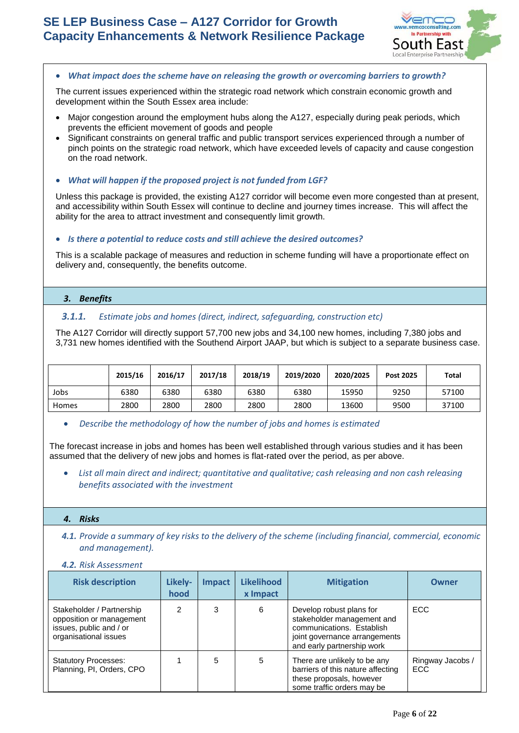- ***What impact does the scheme have on releasing the growth or overcoming barriers to growth?***

The current issues experienced within the strategic road network which constrain economic growth and development within the South Essex area include:

- Major congestion around the employment hubs along the A127, especially during peak periods, which prevents the efficient movement of goods and people
- Significant constraints on general traffic and public transport services experienced through a number of pinch points on the strategic road network, which have exceeded levels of capacity and cause congestion on the road network.

- ***What will happen if the proposed project is not funded from LGF?***

Unless this package is provided, the existing A127 corridor will become even more congested than at present, and accessibility within South Essex will continue to decline and journey times increase. This will affect the ability for the area to attract investment and consequently limit growth.

- ***Is there a potential to reduce costs and still achieve the desired outcomes?***

This is a scalable package of measures and reduction in scheme funding will have a proportionate effect on delivery and, consequently, the benefits outcome.

## 3. Benefits

### *3.1.1. Estimate jobs and homes (direct, indirect, safeguarding, construction etc)*

The A127 Corridor will directly support 57,700 new jobs and 34,100 new homes, including 7,380 jobs and 3,731 new homes identified with the Southend Airport JAAP, but which is subject to a separate business case.

| | 2015/16 | 2016/17 | 2017/18 | 2018/19 | 2019/2020 | 2020/2025 | Post 2025 | Total |
|---|---|---|---|---|---|---|---|---|
| Jobs | 6380 | 6380 | 6380 | 6380 | 6380 | 15950 | 9250 | 57100 |
| Homes | 2800 | 2800 | 2800 | 2800 | 2800 | 13600 | 9500 | 37100 |

- *Describe the methodology of how the number of jobs and homes is estimated*

The forecast increase in jobs and homes has been well established through various studies and it has been assumed that the delivery of new jobs and homes is flat-rated over the period, as per above.

- *List all main direct and indirect; quantitative and qualitative; cash releasing and non cash releasing benefits associated with the investment*

## 4. Risks

***4.1.*** *Provide a summary of key risks to the delivery of the scheme (including financial, commercial, economic and management).*

***4.2.*** *Risk Assessment*

| Risk description | Likely-hood | Impact | Likelihood x Impact | Mitigation | Owner |
|---|---|---|---|---|---|
| Stakeholder / Partnership opposition or management issues, public and / or organisational issues | 2 | 3 | 6 | Develop robust plans for stakeholder management and communications. Establish joint governance arrangements and early partnership work | ECC |
| Statutory Processes: Planning, PI, Orders, CPO | 1 | 5 | 5 | There are unlikely to be any barriers of this nature affecting these proposals, however some traffic orders may be | Ringway Jacobs / ECC |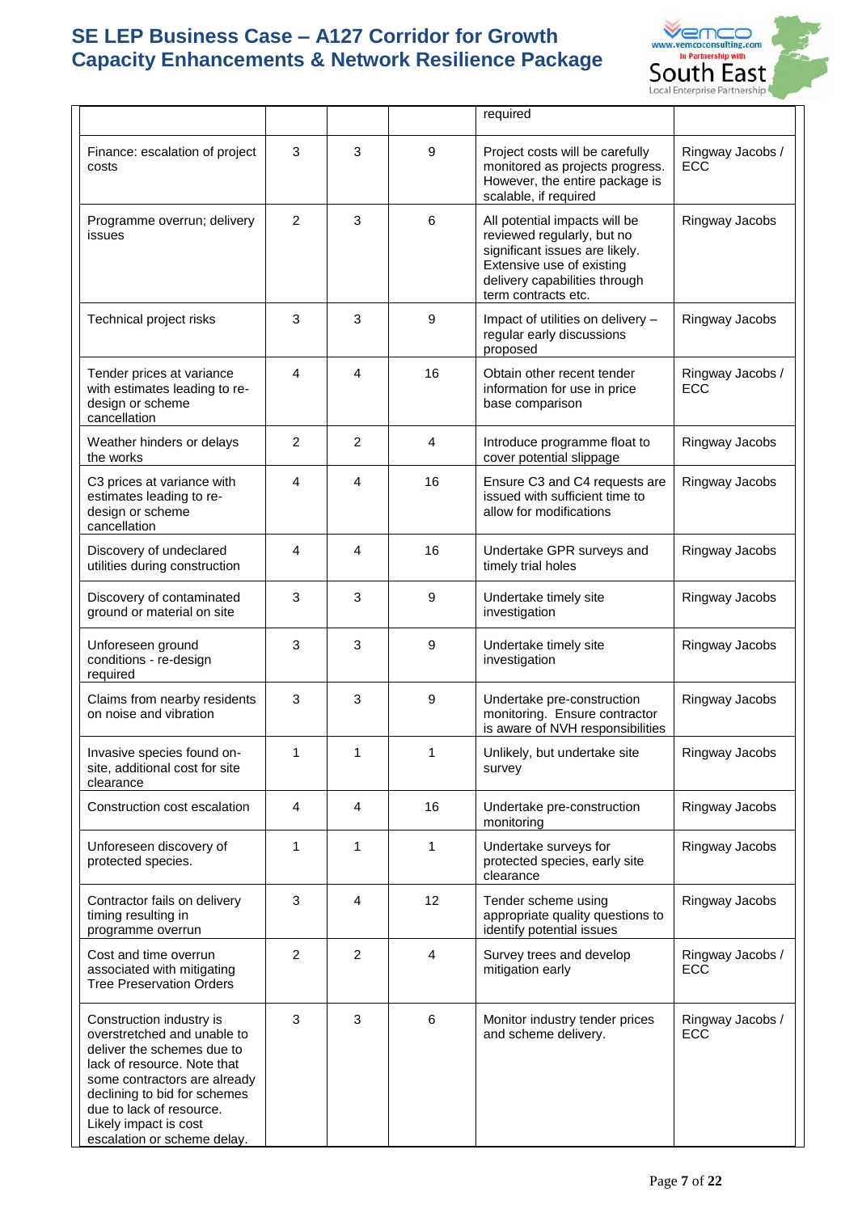| | | | | | |
|---|---|---|---|---|---|
| | | | | required | |
| Finance: escalation of project costs | 3 | 3 | 9 | Project costs will be carefully monitored as projects progress. However, the entire package is scalable, if required | Ringway Jacobs / ECC |
| Programme overrun; delivery issues | 2 | 3 | 6 | All potential impacts will be reviewed regularly, but no significant issues are likely. Extensive use of existing delivery capabilities through term contracts etc. | Ringway Jacobs |
| Technical project risks | 3 | 3 | 9 | Impact of utilities on delivery – regular early discussions proposed | Ringway Jacobs |
| Tender prices at variance with estimates leading to re-design or scheme cancellation | 4 | 4 | 16 | Obtain other recent tender information for use in price base comparison | Ringway Jacobs / ECC |
| Weather hinders or delays the works | 2 | 2 | 4 | Introduce programme float to cover potential slippage | Ringway Jacobs |
| C3 prices at variance with estimates leading to re-design or scheme cancellation | 4 | 4 | 16 | Ensure C3 and C4 requests are issued with sufficient time to allow for modifications | Ringway Jacobs |
| Discovery of undeclared utilities during construction | 4 | 4 | 16 | Undertake GPR surveys and timely trial holes | Ringway Jacobs |
| Discovery of contaminated ground or material on site | 3 | 3 | 9 | Undertake timely site investigation | Ringway Jacobs |
| Unforeseen ground conditions - re-design required | 3 | 3 | 9 | Undertake timely site investigation | Ringway Jacobs |
| Claims from nearby residents on noise and vibration | 3 | 3 | 9 | Undertake pre-construction monitoring. Ensure contractor is aware of NVH responsibilities | Ringway Jacobs |
| Invasive species found on-site, additional cost for site clearance | 1 | 1 | 1 | Unlikely, but undertake site survey | Ringway Jacobs |
| Construction cost escalation | 4 | 4 | 16 | Undertake pre-construction monitoring | Ringway Jacobs |
| Unforeseen discovery of protected species. | 1 | 1 | 1 | Undertake surveys for protected species, early site clearance | Ringway Jacobs |
| Contractor fails on delivery timing resulting in programme overrun | 3 | 4 | 12 | Tender scheme using appropriate quality questions to identify potential issues | Ringway Jacobs |
| Cost and time overrun associated with mitigating Tree Preservation Orders | 2 | 2 | 4 | Survey trees and develop mitigation early | Ringway Jacobs / ECC |
| Construction industry is overstretched and unable to deliver the schemes due to lack of resource. Note that some contractors are already declining to bid for schemes due to lack of resource. Likely impact is cost escalation or scheme delay. | 3 | 3 | 6 | Monitor industry tender prices and scheme delivery. | Ringway Jacobs / ECC |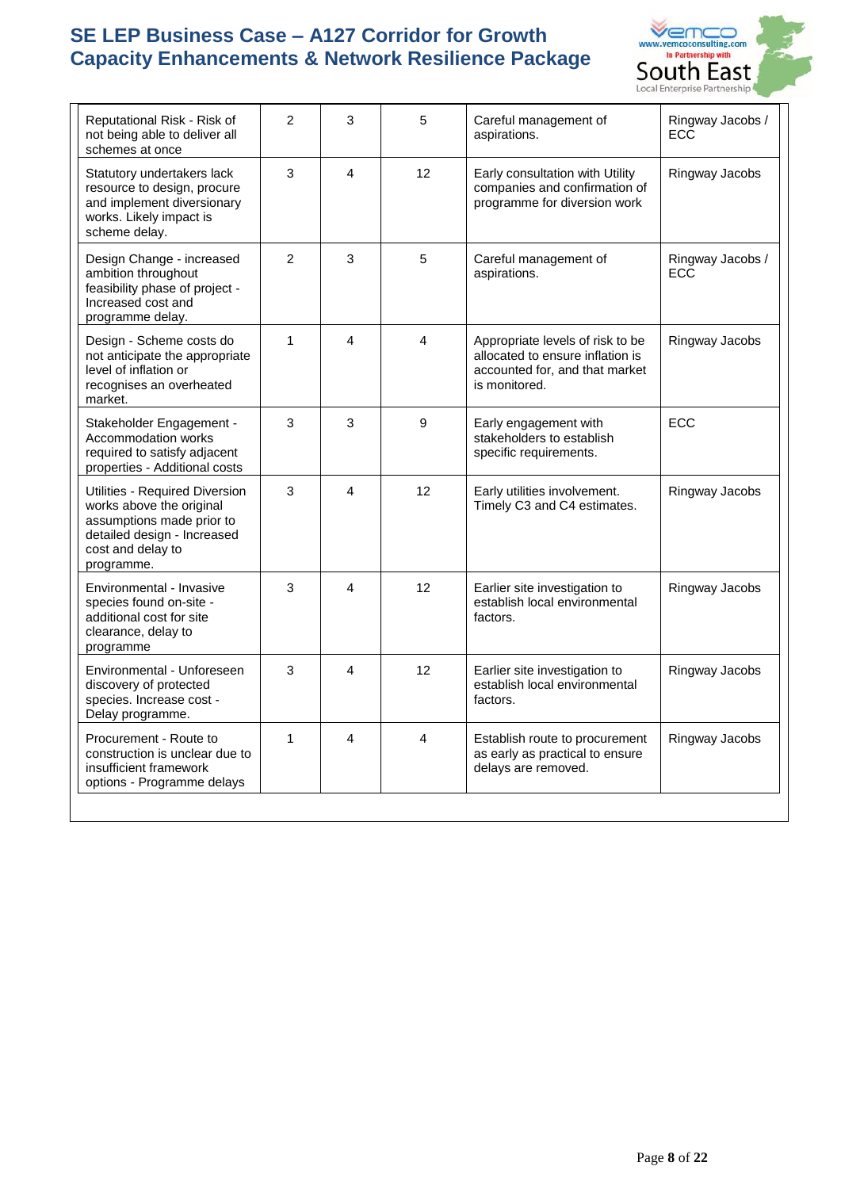| | | | | | |
|---|---|---|---|---|---|
| Reputational Risk - Risk of not being able to deliver all schemes at once | 2 | 3 | 5 | Careful management of aspirations. | Ringway Jacobs / ECC |
| Statutory undertakers lack resource to design, procure and implement diversionary works. Likely impact is scheme delay. | 3 | 4 | 12 | Early consultation with Utility companies and confirmation of programme for diversion work | Ringway Jacobs |
| Design Change - increased ambition throughout feasibility phase of project - Increased cost and programme delay. | 2 | 3 | 5 | Careful management of aspirations. | Ringway Jacobs / ECC |
| Design - Scheme costs do not anticipate the appropriate level of inflation or recognises an overheated market. | 1 | 4 | 4 | Appropriate levels of risk to be allocated to ensure inflation is accounted for, and that market is monitored. | Ringway Jacobs |
| Stakeholder Engagement - Accommodation works required to satisfy adjacent properties - Additional costs | 3 | 3 | 9 | Early engagement with stakeholders to establish specific requirements. | ECC |
| Utilities - Required Diversion works above the original assumptions made prior to detailed design - Increased cost and delay to programme. | 3 | 4 | 12 | Early utilities involvement. Timely C3 and C4 estimates. | Ringway Jacobs |
| Environmental - Invasive species found on-site - additional cost for site clearance, delay to programme | 3 | 4 | 12 | Earlier site investigation to establish local environmental factors. | Ringway Jacobs |
| Environmental - Unforeseen discovery of protected species. Increase cost - Delay programme. | 3 | 4 | 12 | Earlier site investigation to establish local environmental factors. | Ringway Jacobs |
| Procurement - Route to construction is unclear due to insufficient framework options - Programme delays | 1 | 4 | 4 | Establish route to procurement as early as practical to ensure delays are removed. | Ringway Jacobs |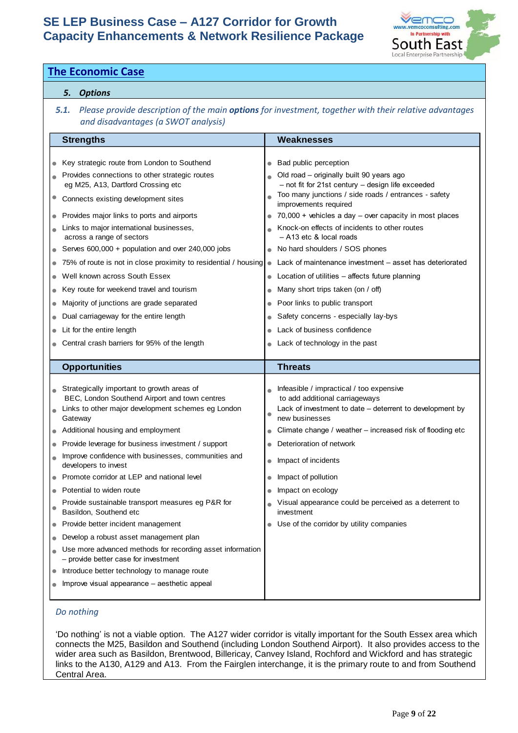## The Economic Case

### *5. Options*

*5.1. Please provide description of the main **options** for investment, together with their relative advantages and disadvantages (a SWOT analysis)*

| Strengths | Weaknesses |
|---|---|
| • Key strategic route from London to Southend<br>• Provides connections to other strategic routes eg M25, A13, Dartford Crossing etc<br>• Connects existing development sites<br>• Provides major links to ports and airports<br>• Links to major international businesses, across a range of sectors<br>• Serves 600,000 + population and over 240,000 jobs<br>• 75% of route is not in close proximity to residential / housing<br>• Well known across South Essex<br>• Key route for weekend travel and tourism<br>• Majority of junctions are grade separated<br>• Dual carriageway for the entire length<br>• Lit for the entire length<br>• Central crash barriers for 95% of the length | • Bad public perception<br>• Old road – originally built 90 years ago – not fit for 21st century – design life exceeded<br>• Too many junctions / side roads / entrances - safety improvements required<br>• 70,000 + vehicles a day – over capacity in most places<br>• Knock-on effects of incidents to other routes – A13 etc & local roads<br>• No hard shoulders / SOS phones<br>• Lack of maintenance investment – asset has deteriorated<br>• Location of utilities – affects future planning<br>• Many short trips taken (on / off)<br>• Poor links to public transport<br>• Safety concerns - especially lay-bys<br>• Lack of business confidence<br>• Lack of technology in the past |
| **Opportunities** | **Threats** |
| • Strategically important to growth areas of BEC, London Southend Airport and town centres<br>• Links to other major development schemes eg London Gateway<br>• Additional housing and employment<br>• Provide leverage for business investment / support<br>• Improve confidence with businesses, communities and developers to invest<br>• Promote corridor at LEP and national level<br>• Potential to widen route<br>• Provide sustainable transport measures eg P&R for Basildon, Southend etc<br>• Provide better incident management<br>• Develop a robust asset management plan<br>• Use more advanced methods for recording asset information – provide better case for investment<br>• Introduce better technology to manage route<br>• Improve visual appearance – aesthetic appeal | • Infeasible / impractical / too expensive to add additional carriageways<br>• Lack of investment to date – deterrent to development by new businesses<br>• Climate change / weather – increased risk of flooding etc<br>• Deterioration of network<br>• Impact of incidents<br>• Impact of pollution<br>• Impact on ecology<br>• Visual appearance could be perceived as a deterrent to investment<br>• Use of the corridor by utility companies |

*Do nothing*

'Do nothing' is not a viable option. The A127 wider corridor is vitally important for the South Essex area which connects the M25, Basildon and Southend (including London Southend Airport). It also provides access to the wider area such as Basildon, Brentwood, Billericay, Canvey Island, Rochford and Wickford and has strategic links to the A130, A129 and A13. From the Fairglen interchange, it is the primary route to and from Southend Central Area.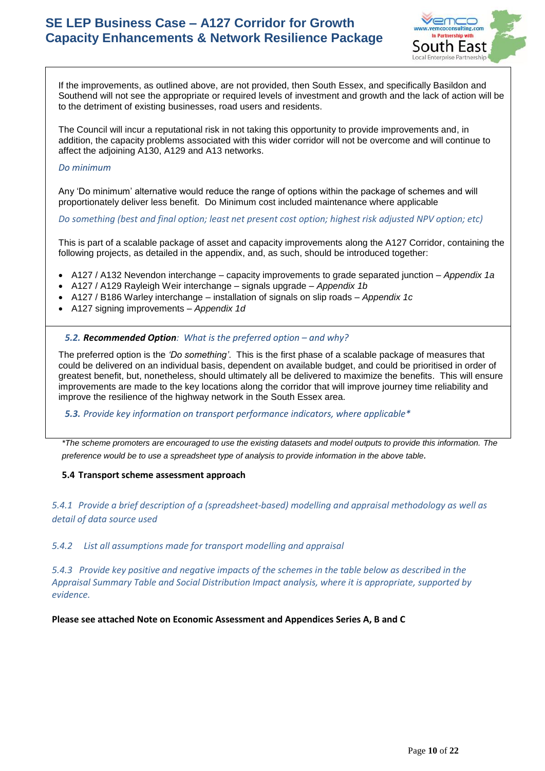If the improvements, as outlined above, are not provided, then South Essex, and specifically Basildon and Southend will not see the appropriate or required levels of investment and growth and the lack of action will be to the detriment of existing businesses, road users and residents.

The Council will incur a reputational risk in not taking this opportunity to provide improvements and, in addition, the capacity problems associated with this wider corridor will not be overcome and will continue to affect the adjoining A130, A129 and A13 networks.

*Do minimum*

Any 'Do minimum' alternative would reduce the range of options within the package of schemes and will proportionately deliver less benefit. Do Minimum cost included maintenance where applicable

*Do something (best and final option; least net present cost option; highest risk adjusted NPV option; etc)*

This is part of a scalable package of asset and capacity improvements along the A127 Corridor, containing the following projects, as detailed in the appendix, and, as such, should be introduced together:

- A127 / A132 Nevendon interchange – capacity improvements to grade separated junction – *Appendix 1a*
- A127 / A129 Rayleigh Weir interchange – signals upgrade – *Appendix 1b*
- A127 / B186 Warley interchange – installation of signals on slip roads – *Appendix 1c*
- A127 signing improvements – *Appendix 1d*

***5.2. Recommended Option**: What is the preferred option – and why?*

The preferred option is the *'Do something'*. This is the first phase of a scalable package of measures that could be delivered on an individual basis, dependent on available budget, and could be prioritised in order of greatest benefit, but, nonetheless, should ultimately all be delivered to maximize the benefits. This will ensure improvements are made to the key locations along the corridor that will improve journey time reliability and improve the resilience of the highway network in the South Essex area.

***5.3.** Provide key information on transport performance indicators, where applicable\**

*\*The scheme promoters are encouraged to use the existing datasets and model outputs to provide this information. The preference would be to use a spreadsheet type of analysis to provide information in the above table.*

**5.4 Transport scheme assessment approach**

*5.4.1 Provide a brief description of a (spreadsheet-based) modelling and appraisal methodology as well as detail of data source used*

*5.4.2 List all assumptions made for transport modelling and appraisal*

*5.4.3 Provide key positive and negative impacts of the schemes in the table below as described in the Appraisal Summary Table and Social Distribution Impact analysis, where it is appropriate, supported by evidence.*

**Please see attached Note on Economic Assessment and Appendices Series A, B and C**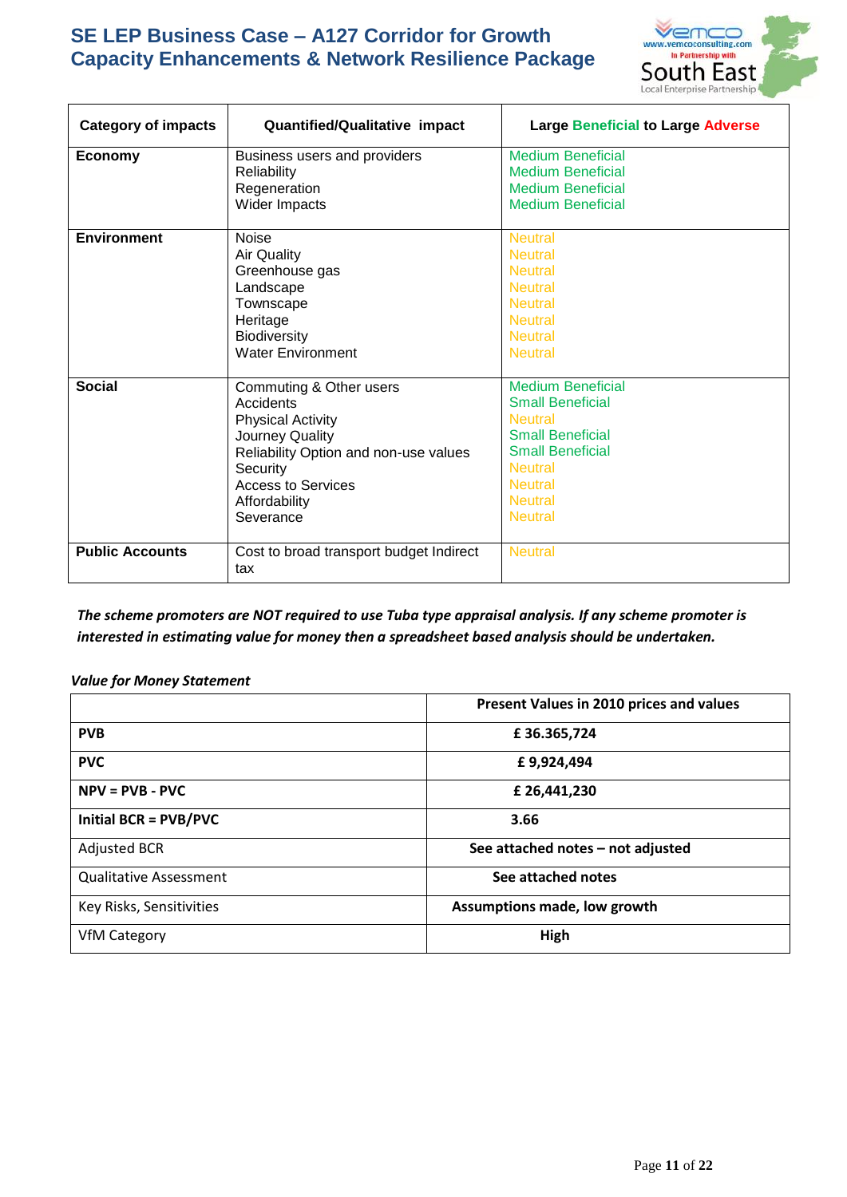| Category of impacts | Quantified/Qualitative impact | Large Beneficial to Large Adverse |
|---|---|---|
| **Economy** | Business users and providers<br>Reliability<br>Regeneration<br>Wider Impacts | Medium Beneficial<br>Medium Beneficial<br>Medium Beneficial<br>Medium Beneficial |
| **Environment** | Noise<br>Air Quality<br>Greenhouse gas<br>Landscape<br>Townscape<br>Heritage<br>Biodiversity<br>Water Environment | Neutral<br>Neutral<br>Neutral<br>Neutral<br>Neutral<br>Neutral<br>Neutral<br>Neutral |
| **Social** | Commuting & Other users<br>Accidents<br>Physical Activity<br>Journey Quality<br>Reliability Option and non-use values<br>Security<br>Access to Services<br>Affordability<br>Severance | Medium Beneficial<br>Small Beneficial<br>Neutral<br>Small Beneficial<br>Small Beneficial<br>Neutral<br>Neutral<br>Neutral<br>Neutral |
| **Public Accounts** | Cost to broad transport budget Indirect tax | Neutral |

***The scheme promoters are NOT required to use Tuba type appraisal analysis. If any scheme promoter is interested in estimating value for money then a spreadsheet based analysis should be undertaken.***

***Value for Money Statement***

| | Present Values in 2010 prices and values |
|---|---|
| **PVB** | **£ 36.365,724** |
| **PVC** | **£ 9,924,494** |
| **NPV = PVB - PVC** | **£ 26,441,230** |
| **Initial BCR = PVB/PVC** | **3.66** |
| Adjusted BCR | **See attached notes – not adjusted** |
| Qualitative Assessment | **See attached notes** |
| Key Risks, Sensitivities | **Assumptions made, low growth** |
| VfM Category | **High** |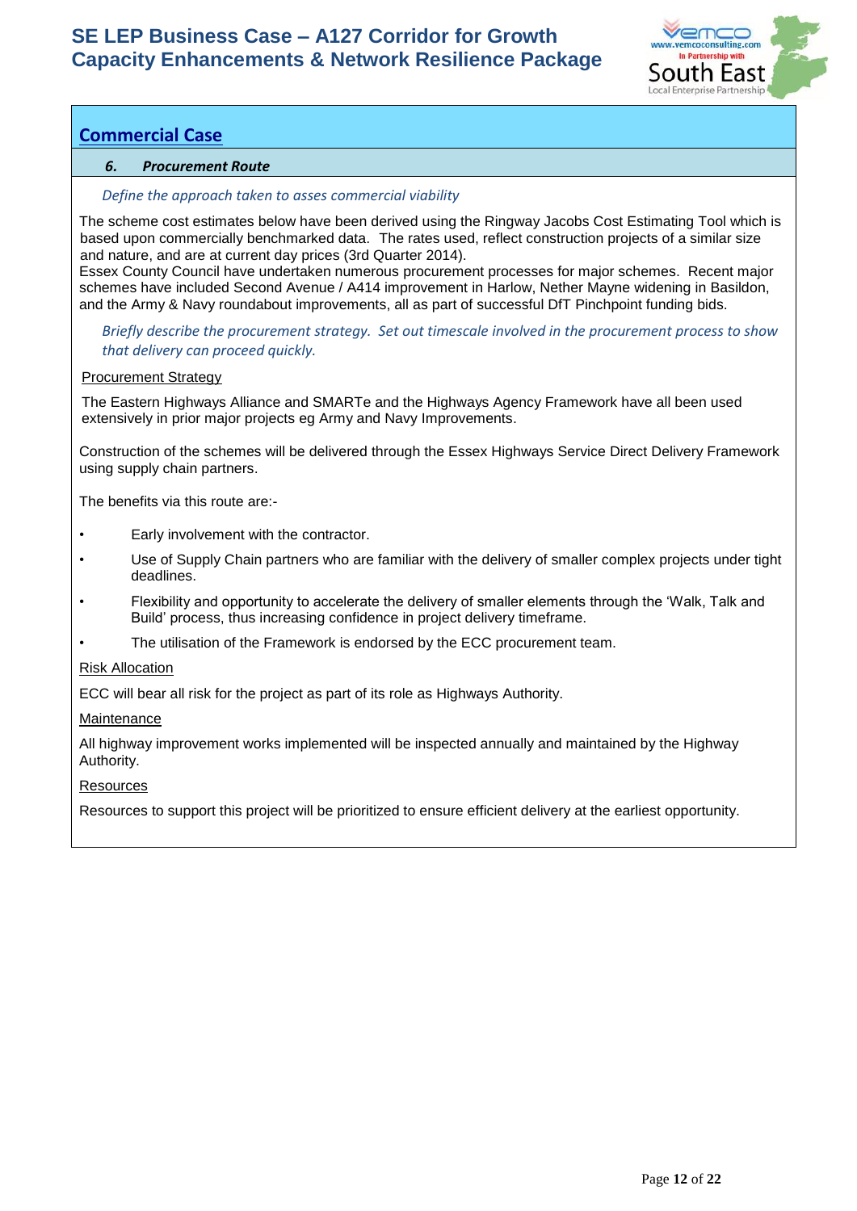## Commercial Case

### *6. Procurement Route*

*Define the approach taken to asses commercial viability*

The scheme cost estimates below have been derived using the Ringway Jacobs Cost Estimating Tool which is based upon commercially benchmarked data. The rates used, reflect construction projects of a similar size and nature, and are at current day prices (3rd Quarter 2014).
Essex County Council have undertaken numerous procurement processes for major schemes. Recent major schemes have included Second Avenue / A414 improvement in Harlow, Nether Mayne widening in Basildon, and the Army & Navy roundabout improvements, all as part of successful DfT Pinchpoint funding bids.

*Briefly describe the procurement strategy. Set out timescale involved in the procurement process to show that delivery can proceed quickly.*

<u>Procurement Strategy</u>

The Eastern Highways Alliance and SMARTe and the Highways Agency Framework have all been used extensively in prior major projects eg Army and Navy Improvements.

Construction of the schemes will be delivered through the Essex Highways Service Direct Delivery Framework using supply chain partners.

The benefits via this route are:-

- Early involvement with the contractor.
- Use of Supply Chain partners who are familiar with the delivery of smaller complex projects under tight deadlines.
- Flexibility and opportunity to accelerate the delivery of smaller elements through the 'Walk, Talk and Build' process, thus increasing confidence in project delivery timeframe.
- The utilisation of the Framework is endorsed by the ECC procurement team.

<u>Risk Allocation</u>

ECC will bear all risk for the project as part of its role as Highways Authority.

<u>Maintenance</u>

All highway improvement works implemented will be inspected annually and maintained by the Highway Authority.

<u>Resources</u>

Resources to support this project will be prioritized to ensure efficient delivery at the earliest opportunity.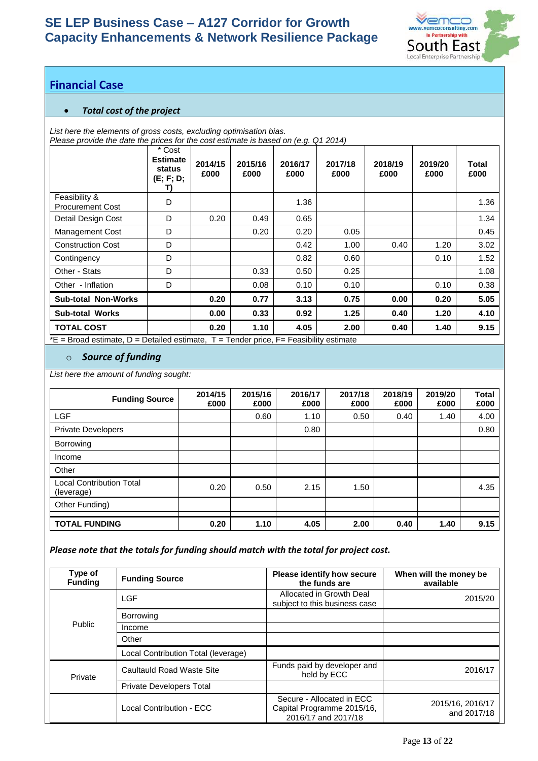## Financial Case

- ***Total cost of the project***

*List here the elements of gross costs, excluding optimisation bias.*
*Please provide the date the prices for the cost estimate is based on (e.g. Q1 2014)*

| | * Cost **Estimate status (E; F; D; T)** | **2014/15 £000** | **2015/16 £000** | **2016/17 £000** | **2017/18 £000** | **2018/19 £000** | **2019/20 £000** | **Total £000** |
|---|---|---|---|---|---|---|---|---|
| Feasibility & Procurement Cost | D | | | 1.36 | | | | 1.36 |
| Detail Design Cost | D | 0.20 | 0.49 | 0.65 | | | | 1.34 |
| Management Cost | D | | 0.20 | 0.20 | 0.05 | | | 0.45 |
| Construction Cost | D | | | 0.42 | 1.00 | 0.40 | 1.20 | 3.02 |
| Contingency | D | | | 0.82 | 0.60 | | 0.10 | 1.52 |
| Other - Stats | D | | 0.33 | 0.50 | 0.25 | | | 1.08 |
| Other - Inflation | D | | 0.08 | 0.10 | 0.10 | | 0.10 | 0.38 |
| **Sub-total Non-Works** | | **0.20** | **0.77** | **3.13** | **0.75** | **0.00** | **0.20** | **5.05** |
| **Sub-total Works** | | **0.00** | **0.33** | **0.92** | **1.25** | **0.40** | **1.20** | **4.10** |
| **TOTAL COST** | | **0.20** | **1.10** | **4.05** | **2.00** | **0.40** | **1.40** | **9.15** |

*E = Broad estimate, D = Detailed estimate, T = Tender price, F= Feasibility estimate

- ***Source of funding***

*List here the amount of funding sought:*

| **Funding Source** | **2014/15 £000** | **2015/16 £000** | **2016/17 £000** | **2017/18 £000** | **2018/19 £000** | **2019/20 £000** | **Total £000** |
|---|---|---|---|---|---|---|---|
| LGF | | 0.60 | 1.10 | 0.50 | 0.40 | 1.40 | 4.00 |
| Private Developers | | | 0.80 | | | | 0.80 |
| Borrowing | | | | | | | |
| Income | | | | | | | |
| Other | | | | | | | |
| Local Contribution Total (leverage) | 0.20 | 0.50 | 2.15 | 1.50 | | | 4.35 |
| Other Funding) | | | | | | | |
| **TOTAL FUNDING** | **0.20** | **1.10** | **4.05** | **2.00** | **0.40** | **1.40** | **9.15** |

***Please note that the totals for funding should match with the total for project cost.***

| **Type of Funding** | **Funding Source** | **Please identify how secure the funds are** | **When will the money be available** |
|---|---|---|---|
| Public | LGF | Allocated in Growth Deal subject to this business case | 2015/20 |
| | Borrowing | | |
| | Income | | |
| | Other | | |
| | Local Contribution Total (leverage) | | |
| Private | Caultauld Road Waste Site | Funds paid by developer and held by ECC | 2016/17 |
| | Private Developers Total | | |
| | Local Contribution - ECC | Secure - Allocated in ECC Capital Programme 2015/16, 2016/17 and 2017/18 | 2015/16, 2016/17 and 2017/18 |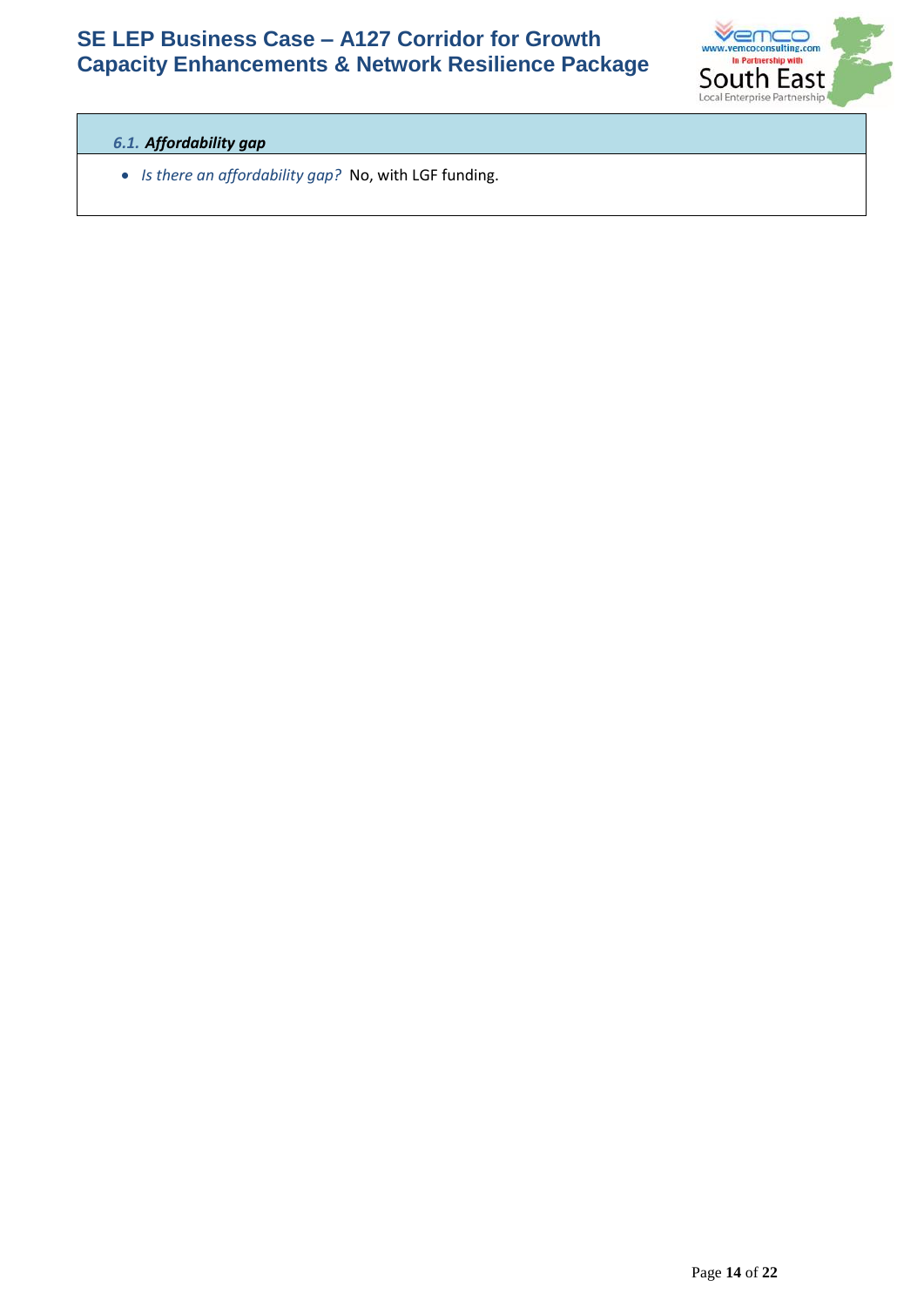### *6.1. Affordability gap*

- *Is there an affordability gap?* No, with LGF funding.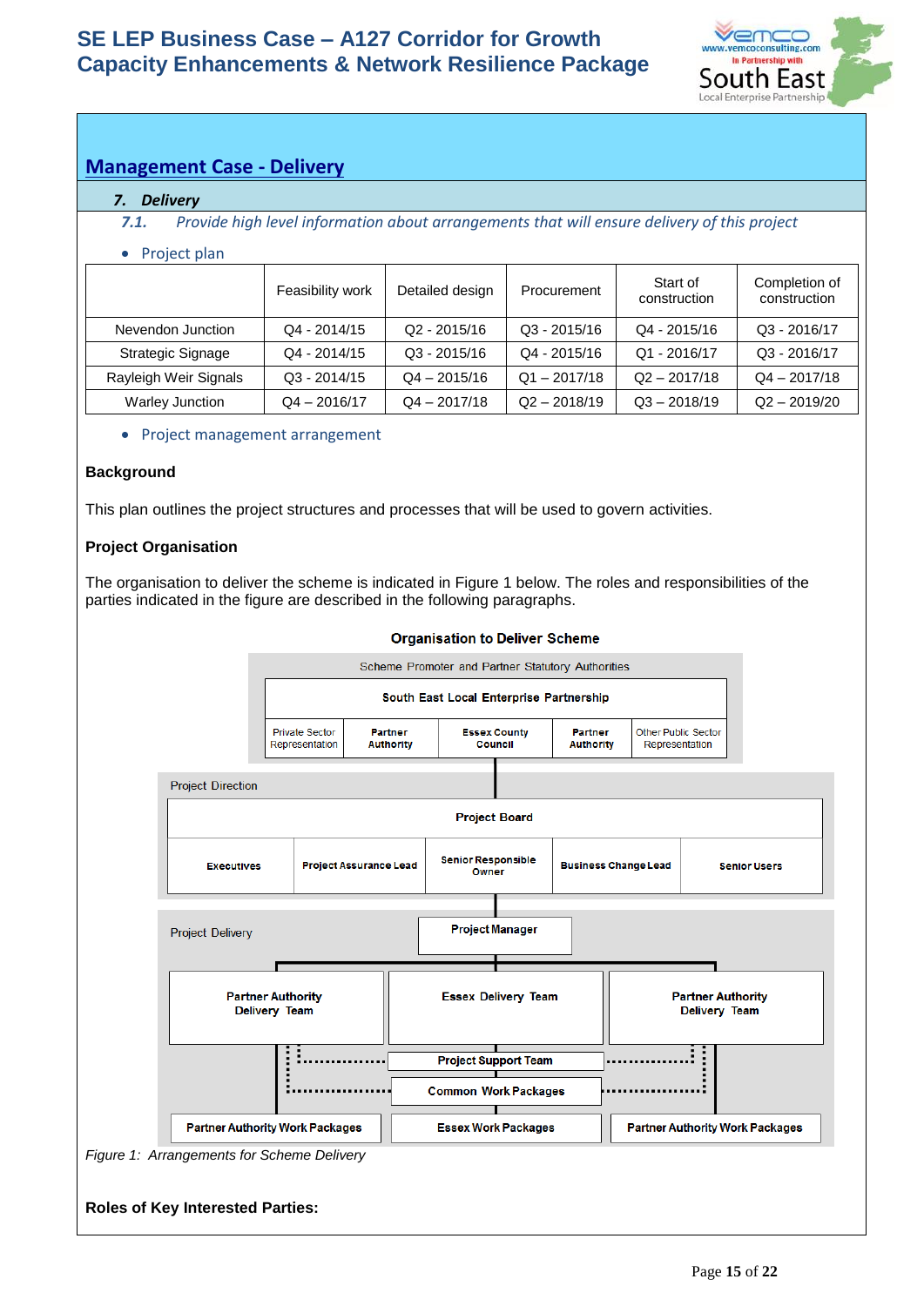## Management Case - Delivery

### 7. Delivery

*7.1. Provide high level information about arrangements that will ensure delivery of this project*

- Project plan

| | Feasibility work | Detailed design | Procurement | Start of construction | Completion of construction |
|---|---|---|---|---|---|
| Nevendon Junction | Q4 - 2014/15 | Q2 - 2015/16 | Q3 - 2015/16 | Q4 - 2015/16 | Q3 - 2016/17 |
| Strategic Signage | Q4 - 2014/15 | Q3 - 2015/16 | Q4 - 2015/16 | Q1 - 2016/17 | Q3 - 2016/17 |
| Rayleigh Weir Signals | Q3 - 2014/15 | Q4 – 2015/16 | Q1 – 2017/18 | Q2 – 2017/18 | Q4 – 2017/18 |
| Warley Junction | Q4 – 2016/17 | Q4 – 2017/18 | Q2 – 2018/19 | Q3 – 2018/19 | Q2 – 2019/20 |

- Project management arrangement

**Background**

This plan outlines the project structures and processes that will be used to govern activities.

**Project Organisation**

The organisation to deliver the scheme is indicated in Figure 1 below. The roles and responsibilities of the parties indicated in the figure are described in the following paragraphs.

**Organisation to Deliver Scheme**

Scheme Promoter and Partner Statutory Authorities
- South East Local Enterprise Partnership
  - Private Sector Representation | Partner Authority | Essex County Council | Partner Authority | Other Public Sector Representation

Project Direction
- Project Board
  - Executives | Project Assurance Lead | Senior Responsible Owner | Business Change Lead | Senior Users

Project Delivery
- Project Manager
  - Partner Authority Delivery Team | Essex Delivery Team | Partner Authority Delivery Team
  - Project Support Team
  - Common Work Packages
  - Partner Authority Work Packages | Essex Work Packages | Partner Authority Work Packages

*Figure 1: Arrangements for Scheme Delivery*

**Roles of Key Interested Parties:**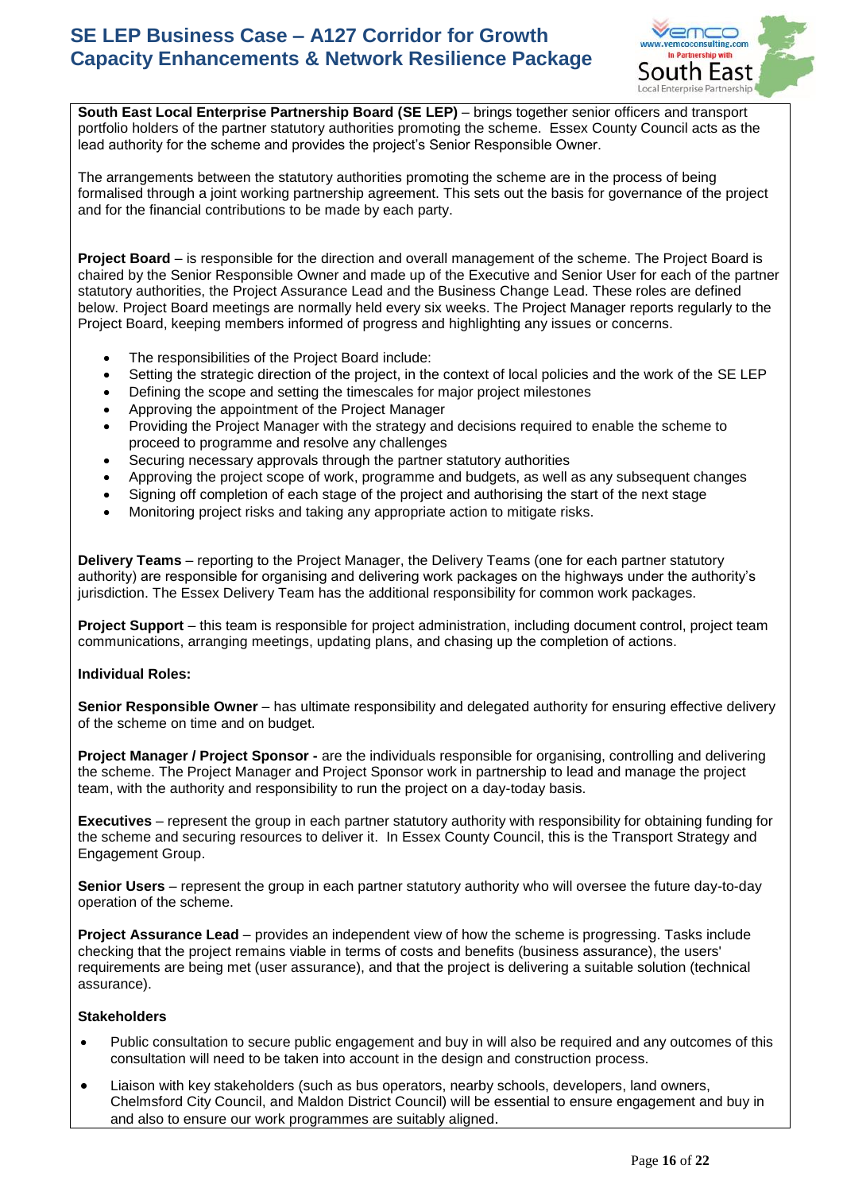**South East Local Enterprise Partnership Board (SE LEP)** – brings together senior officers and transport portfolio holders of the partner statutory authorities promoting the scheme. Essex County Council acts as the lead authority for the scheme and provides the project's Senior Responsible Owner.

The arrangements between the statutory authorities promoting the scheme are in the process of being formalised through a joint working partnership agreement. This sets out the basis for governance of the project and for the financial contributions to be made by each party.

**Project Board** – is responsible for the direction and overall management of the scheme. The Project Board is chaired by the Senior Responsible Owner and made up of the Executive and Senior User for each of the partner statutory authorities, the Project Assurance Lead and the Business Change Lead. These roles are defined below. Project Board meetings are normally held every six weeks. The Project Manager reports regularly to the Project Board, keeping members informed of progress and highlighting any issues or concerns.

- The responsibilities of the Project Board include:
- Setting the strategic direction of the project, in the context of local policies and the work of the SE LEP
- Defining the scope and setting the timescales for major project milestones
- Approving the appointment of the Project Manager
- Providing the Project Manager with the strategy and decisions required to enable the scheme to proceed to programme and resolve any challenges
- Securing necessary approvals through the partner statutory authorities
- Approving the project scope of work, programme and budgets, as well as any subsequent changes
- Signing off completion of each stage of the project and authorising the start of the next stage
- Monitoring project risks and taking any appropriate action to mitigate risks.

**Delivery Teams** – reporting to the Project Manager, the Delivery Teams (one for each partner statutory authority) are responsible for organising and delivering work packages on the highways under the authority's jurisdiction. The Essex Delivery Team has the additional responsibility for common work packages.

**Project Support** – this team is responsible for project administration, including document control, project team communications, arranging meetings, updating plans, and chasing up the completion of actions.

**Individual Roles:**

**Senior Responsible Owner** – has ultimate responsibility and delegated authority for ensuring effective delivery of the scheme on time and on budget.

**Project Manager / Project Sponsor -** are the individuals responsible for organising, controlling and delivering the scheme. The Project Manager and Project Sponsor work in partnership to lead and manage the project team, with the authority and responsibility to run the project on a day-today basis.

**Executives** – represent the group in each partner statutory authority with responsibility for obtaining funding for the scheme and securing resources to deliver it. In Essex County Council, this is the Transport Strategy and Engagement Group.

**Senior Users** – represent the group in each partner statutory authority who will oversee the future day-to-day operation of the scheme.

**Project Assurance Lead** – provides an independent view of how the scheme is progressing. Tasks include checking that the project remains viable in terms of costs and benefits (business assurance), the users' requirements are being met (user assurance), and that the project is delivering a suitable solution (technical assurance).

**Stakeholders**

- Public consultation to secure public engagement and buy in will also be required and any outcomes of this consultation will need to be taken into account in the design and construction process.
- Liaison with key stakeholders (such as bus operators, nearby schools, developers, land owners, Chelmsford City Council, and Maldon District Council) will be essential to ensure engagement and buy in and also to ensure our work programmes are suitably aligned.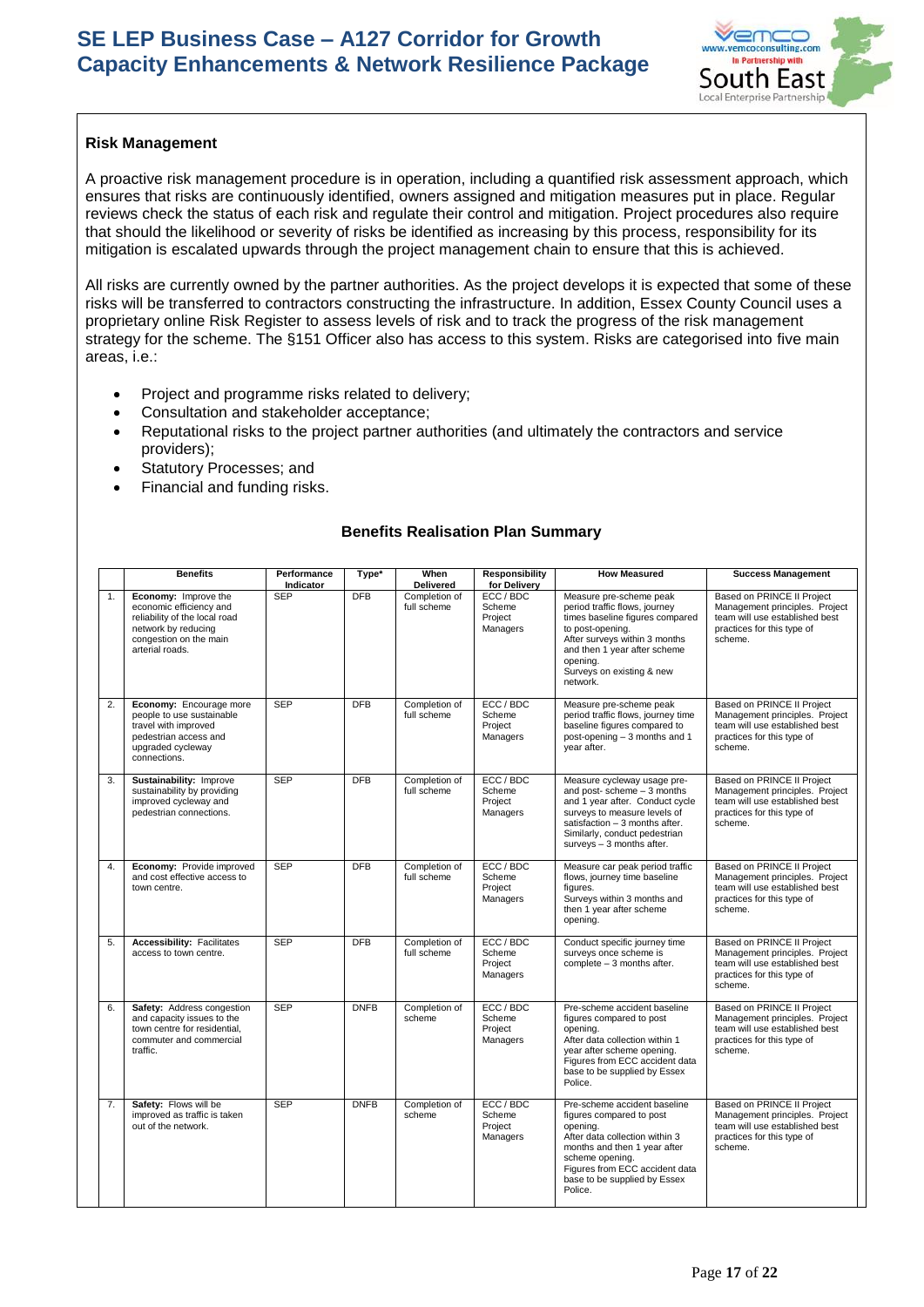## Risk Management

A proactive risk management procedure is in operation, including a quantified risk assessment approach, which ensures that risks are continuously identified, owners assigned and mitigation measures put in place. Regular reviews check the status of each risk and regulate their control and mitigation. Project procedures also require that should the likelihood or severity of risks be identified as increasing by this process, responsibility for its mitigation is escalated upwards through the project management chain to ensure that this is achieved.

All risks are currently owned by the partner authorities. As the project develops it is expected that some of these risks will be transferred to contractors constructing the infrastructure. In addition, Essex County Council uses a proprietary online Risk Register to assess levels of risk and to track the progress of the risk management strategy for the scheme. The §151 Officer also has access to this system. Risks are categorised into five main areas, i.e.:

- Project and programme risks related to delivery;
- Consultation and stakeholder acceptance;
- Reputational risks to the project partner authorities (and ultimately the contractors and service providers);
- Statutory Processes; and
- Financial and funding risks.

### Benefits Realisation Plan Summary

| | Benefits | Performance Indicator | Type* | When Delivered | Responsibility for Delivery | How Measured | Success Management |
|---|---|---|---|---|---|---|---|
| 1. | **Economy:** Improve the economic efficiency and reliability of the local road network by reducing congestion on the main arterial roads. | SEP | DFB | Completion of full scheme | ECC / BDC Scheme Project Managers | Measure pre-scheme peak period traffic flows, journey times baseline figures compared to post-opening. After surveys within 3 months and then 1 year after scheme opening. Surveys on existing & new network. | Based on PRINCE II Project Management principles. Project team will use established best practices for this type of scheme. |
| 2. | **Economy:** Encourage more people to use sustainable travel with improved pedestrian access and upgraded cycleway connections. | SEP | DFB | Completion of full scheme | ECC / BDC Scheme Project Managers | Measure pre-scheme peak period traffic flows, journey time baseline figures compared to post-opening – 3 months and 1 year after. | Based on PRINCE II Project Management principles. Project team will use established best practices for this type of scheme. |
| 3. | **Sustainability:** Improve sustainability by providing improved cycleway and pedestrian connections. | SEP | DFB | Completion of full scheme | ECC / BDC Scheme Project Managers | Measure cycleway usage pre- and post- scheme – 3 months and 1 year after. Conduct cycle surveys to measure levels of satisfaction – 3 months after. Similarly, conduct pedestrian surveys – 3 months after. | Based on PRINCE II Project Management principles. Project team will use established best practices for this type of scheme. |
| 4. | **Economy:** Provide improved and cost effective access to town centre. | SEP | DFB | Completion of full scheme | ECC / BDC Scheme Project Managers | Measure car peak period traffic flows, journey time baseline figures. Surveys within 3 months and then 1 year after scheme opening. | Based on PRINCE II Project Management principles. Project team will use established best practices for this type of scheme. |
| 5. | **Accessibility:** Facilitates access to town centre. | SEP | DFB | Completion of full scheme | ECC / BDC Scheme Project Managers | Conduct specific journey time surveys once scheme is complete – 3 months after. | Based on PRINCE II Project Management principles. Project team will use established best practices for this type of scheme. |
| 6. | **Safety:** Address congestion and capacity issues to the town centre for residential, commuter and commercial traffic. | SEP | DNFB | Completion of scheme | ECC / BDC Scheme Project Managers | Pre-scheme accident baseline figures compared to post opening. After data collection within 1 year after scheme opening. Figures from ECC accident data base to be supplied by Essex Police. | Based on PRINCE II Project Management principles. Project team will use established best practices for this type of scheme. |
| 7. | **Safety:** Flows will be improved as traffic is taken out of the network. | SEP | DNFB | Completion of scheme | ECC / BDC Scheme Project Managers | Pre-scheme accident baseline figures compared to post opening. After data collection within 3 months and then 1 year after scheme opening. Figures from ECC accident data base to be supplied by Essex Police. | Based on PRINCE II Project Management principles. Project team will use established best practices for this type of scheme. |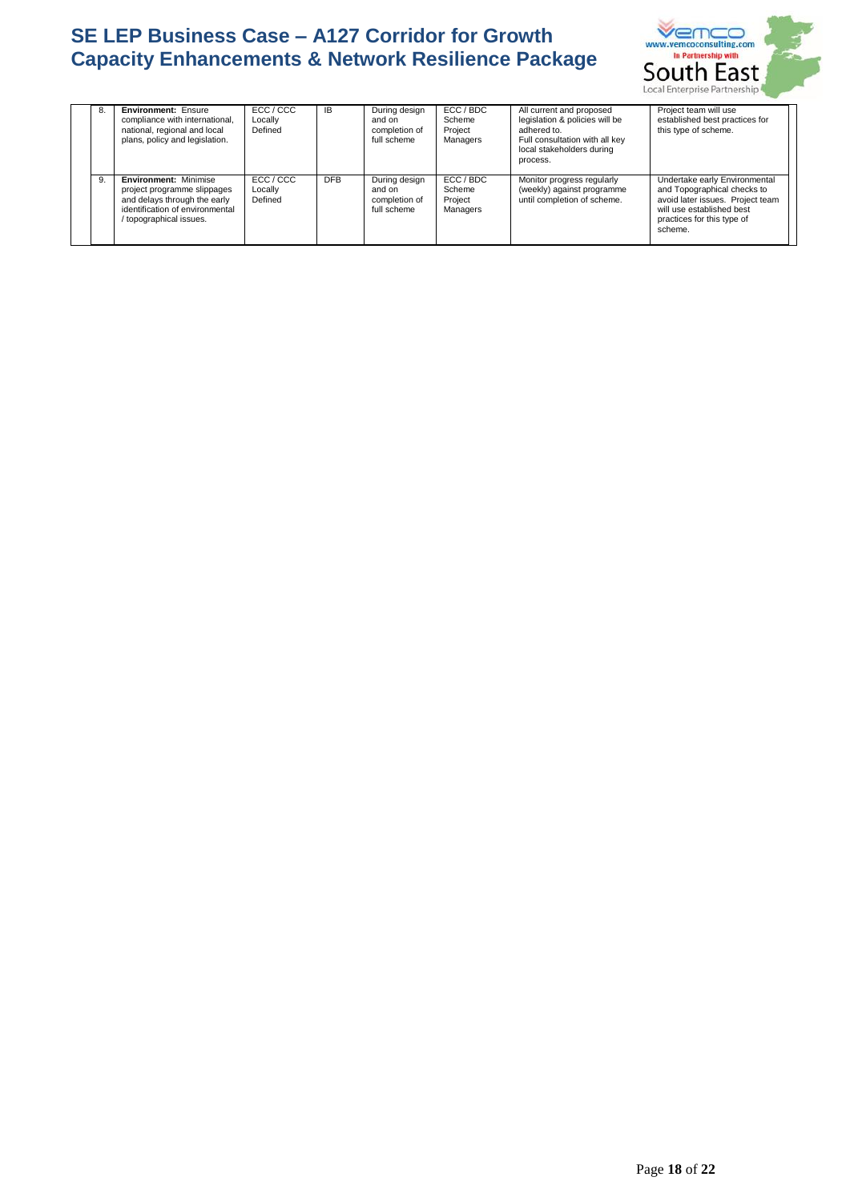| | | | | | | | |
|---|---|---|---|---|---|---|---|
| 8. | **Environment:** Ensure compliance with international, national, regional and local plans, policy and legislation. | ECC / CCC Locally Defined | IB | During design and on completion of full scheme | ECC / BDC Scheme Project Managers | All current and proposed legislation & policies will be adhered to. Full consultation with all key local stakeholders during process. | Project team will use established best practices for this type of scheme. |
| 9. | **Environment:** Minimise project programme slippages and delays through the early identification of environmental / topographical issues. | ECC / CCC Locally Defined | DFB | During design and on completion of full scheme | ECC / BDC Scheme Project Managers | Monitor progress regularly (weekly) against programme until completion of scheme. | Undertake early Environmental and Topographical checks to avoid later issues. Project team will use established best practices for this type of scheme. |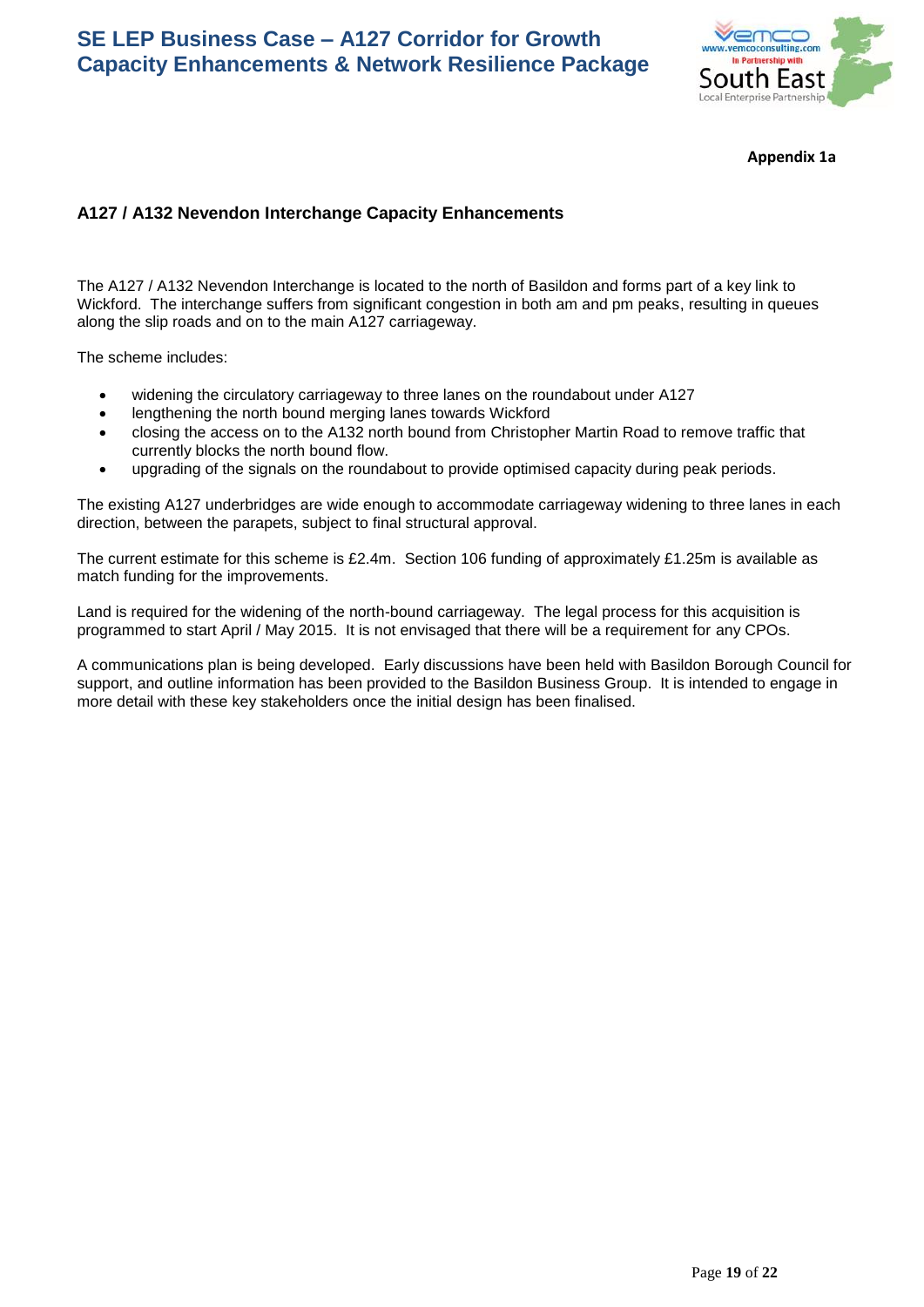Appendix 1a

### A127 / A132 Nevendon Interchange Capacity Enhancements

The A127 / A132 Nevendon Interchange is located to the north of Basildon and forms part of a key link to Wickford. The interchange suffers from significant congestion in both am and pm peaks, resulting in queues along the slip roads and on to the main A127 carriageway.

The scheme includes:

- widening the circulatory carriageway to three lanes on the roundabout under A127
- lengthening the north bound merging lanes towards Wickford
- closing the access on to the A132 north bound from Christopher Martin Road to remove traffic that currently blocks the north bound flow.
- upgrading of the signals on the roundabout to provide optimised capacity during peak periods.

The existing A127 underbridges are wide enough to accommodate carriageway widening to three lanes in each direction, between the parapets, subject to final structural approval.

The current estimate for this scheme is £2.4m. Section 106 funding of approximately £1.25m is available as match funding for the improvements.

Land is required for the widening of the north-bound carriageway. The legal process for this acquisition is programmed to start April / May 2015. It is not envisaged that there will be a requirement for any CPOs.

A communications plan is being developed. Early discussions have been held with Basildon Borough Council for support, and outline information has been provided to the Basildon Business Group. It is intended to engage in more detail with these key stakeholders once the initial design has been finalised.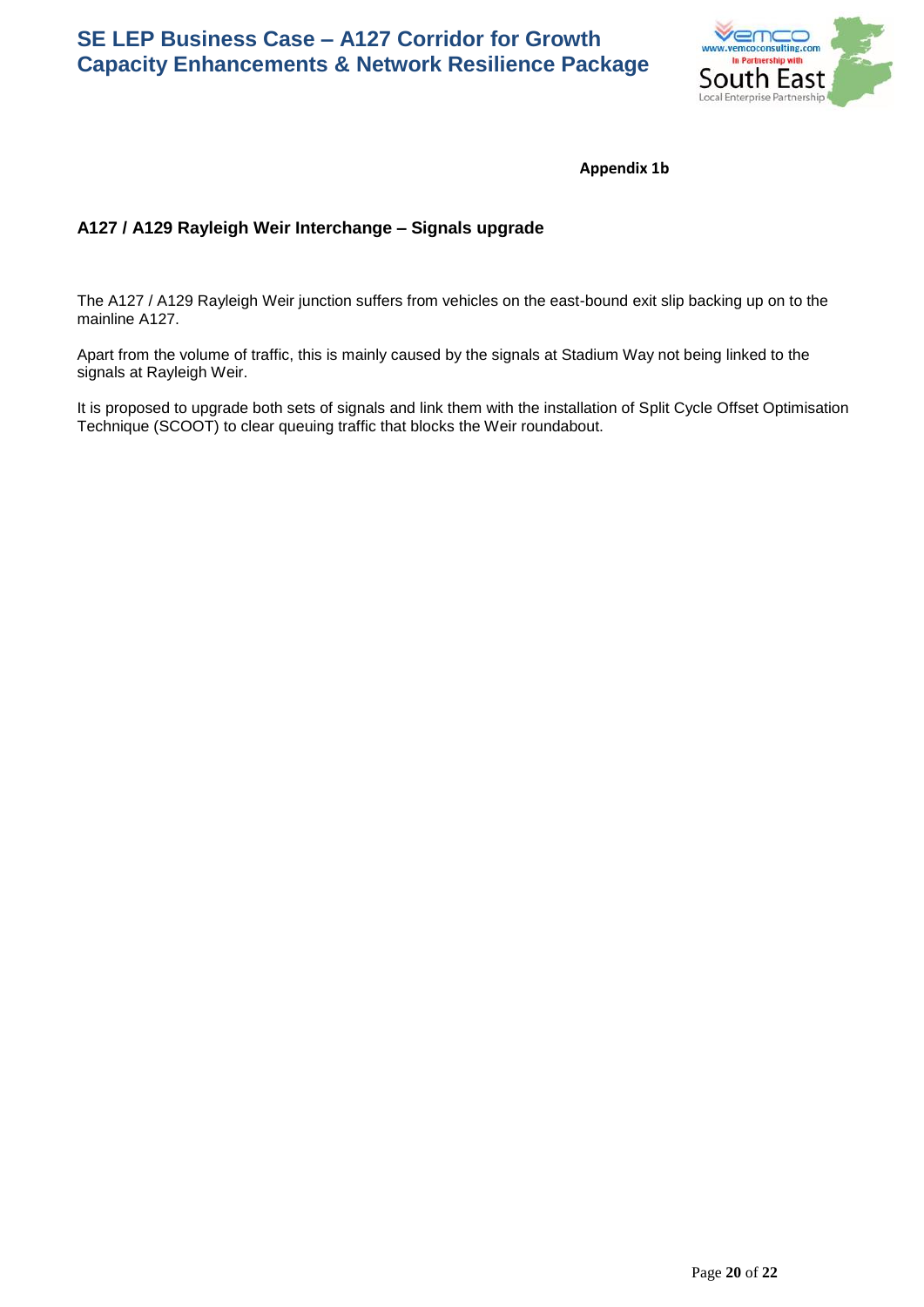**Appendix 1b**

## A127 / A129 Rayleigh Weir Interchange – Signals upgrade

The A127 / A129 Rayleigh Weir junction suffers from vehicles on the east-bound exit slip backing up on to the mainline A127.

Apart from the volume of traffic, this is mainly caused by the signals at Stadium Way not being linked to the signals at Rayleigh Weir.

It is proposed to upgrade both sets of signals and link them with the installation of Split Cycle Offset Optimisation Technique (SCOOT) to clear queuing traffic that blocks the Weir roundabout.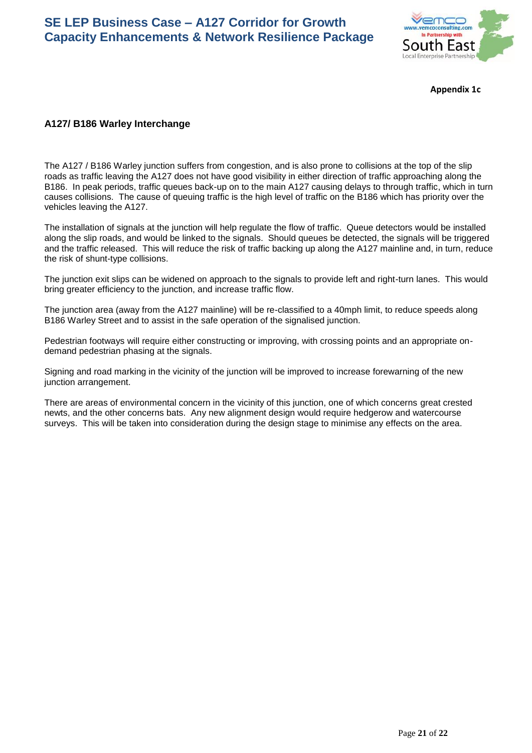**Appendix 1c**

### A127/ B186 Warley Interchange

The A127 / B186 Warley junction suffers from congestion, and is also prone to collisions at the top of the slip roads as traffic leaving the A127 does not have good visibility in either direction of traffic approaching along the B186. In peak periods, traffic queues back-up on to the main A127 causing delays to through traffic, which in turn causes collisions. The cause of queuing traffic is the high level of traffic on the B186 which has priority over the vehicles leaving the A127.

The installation of signals at the junction will help regulate the flow of traffic. Queue detectors would be installed along the slip roads, and would be linked to the signals. Should queues be detected, the signals will be triggered and the traffic released. This will reduce the risk of traffic backing up along the A127 mainline and, in turn, reduce the risk of shunt-type collisions.

The junction exit slips can be widened on approach to the signals to provide left and right-turn lanes. This would bring greater efficiency to the junction, and increase traffic flow.

The junction area (away from the A127 mainline) will be re-classified to a 40mph limit, to reduce speeds along B186 Warley Street and to assist in the safe operation of the signalised junction.

Pedestrian footways will require either constructing or improving, with crossing points and an appropriate on-demand pedestrian phasing at the signals.

Signing and road marking in the vicinity of the junction will be improved to increase forewarning of the new junction arrangement.

There are areas of environmental concern in the vicinity of this junction, one of which concerns great crested newts, and the other concerns bats. Any new alignment design would require hedgerow and watercourse surveys. This will be taken into consideration during the design stage to minimise any effects on the area.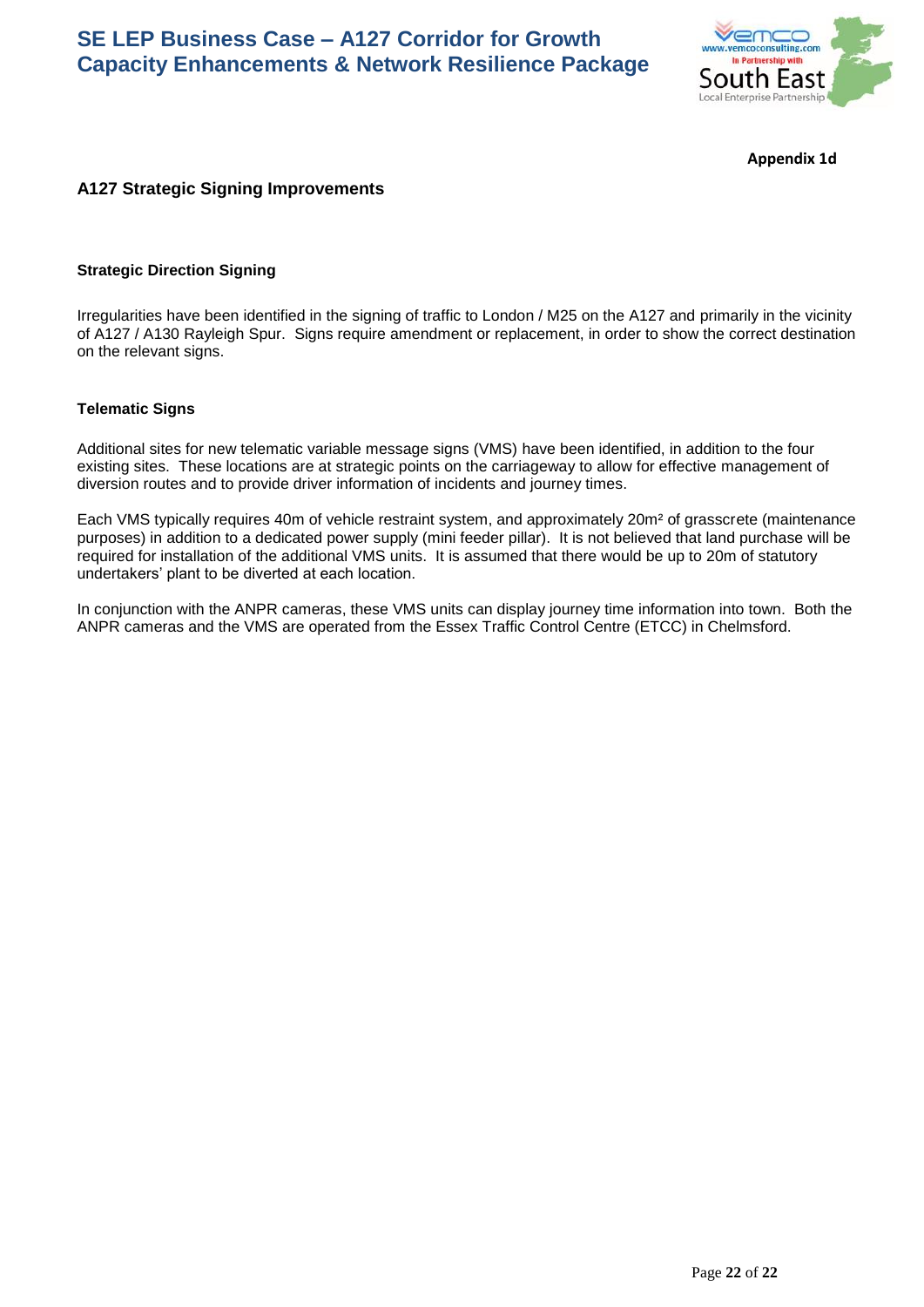Appendix 1d

## A127 Strategic Signing Improvements

### Strategic Direction Signing

Irregularities have been identified in the signing of traffic to London / M25 on the A127 and primarily in the vicinity of A127 / A130 Rayleigh Spur. Signs require amendment or replacement, in order to show the correct destination on the relevant signs.

### Telematic Signs

Additional sites for new telematic variable message signs (VMS) have been identified, in addition to the four existing sites. These locations are at strategic points on the carriageway to allow for effective management of diversion routes and to provide driver information of incidents and journey times.

Each VMS typically requires 40m of vehicle restraint system, and approximately 20m² of grasscrete (maintenance purposes) in addition to a dedicated power supply (mini feeder pillar). It is not believed that land purchase will be required for installation of the additional VMS units. It is assumed that there would be up to 20m of statutory undertakers' plant to be diverted at each location.

In conjunction with the ANPR cameras, these VMS units can display journey time information into town. Both the ANPR cameras and the VMS are operated from the Essex Traffic Control Centre (ETCC) in Chelmsford.